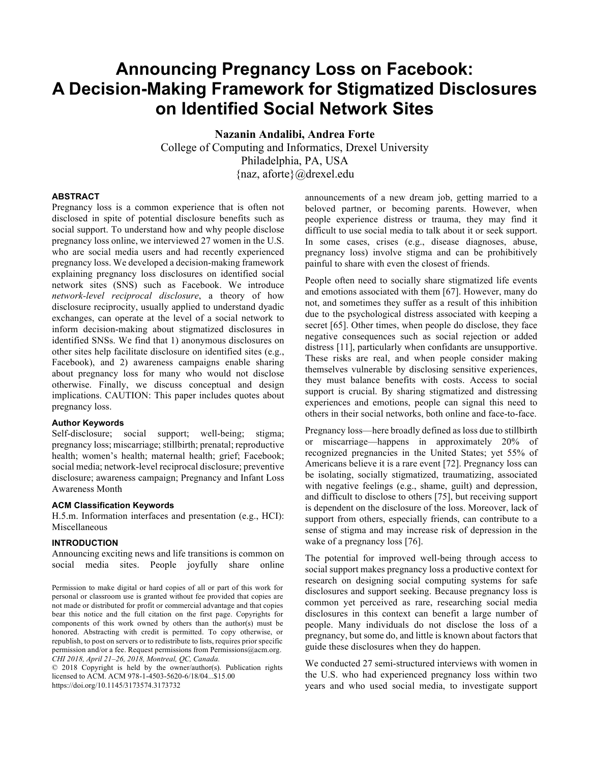# Announcing Pregnancy Loss on Facebook: A Decision-Making Framework for Stigmatized Disclosures on Identified Social Network Sites

**Nazanin Andalibi, Andrea Forte**

College of Computing and Informatics, Drexel University
Philadelphia, PA, USA
{naz, aforte}@drexel.edu

## ABSTRACT

Pregnancy loss is a common experience that is often not disclosed in spite of potential disclosure benefits such as social support. To understand how and why people disclose pregnancy loss online, we interviewed 27 women in the U.S. who are social media users and had recently experienced pregnancy loss. We developed a decision-making framework explaining pregnancy loss disclosures on identified social network sites (SNS) such as Facebook. We introduce *network-level reciprocal disclosure*, a theory of how disclosure reciprocity, usually applied to understand dyadic exchanges, can operate at the level of a social network to inform decision-making about stigmatized disclosures in identified SNSs. We find that 1) anonymous disclosures on other sites help facilitate disclosure on identified sites (e.g., Facebook), and 2) awareness campaigns enable sharing about pregnancy loss for many who would not disclose otherwise. Finally, we discuss conceptual and design implications. CAUTION: This paper includes quotes about pregnancy loss.

### Author Keywords

Self-disclosure; social support; well-being; stigma; pregnancy loss; miscarriage; stillbirth; prenatal; reproductive health; women's health; maternal health; grief; Facebook; social media; network-level reciprocal disclosure; preventive disclosure; awareness campaign; Pregnancy and Infant Loss Awareness Month

### ACM Classification Keywords

H.5.m. Information interfaces and presentation (e.g., HCI): Miscellaneous

## INTRODUCTION

Announcing exciting news and life transitions is common on social media sites. People joyfully share online announcements of a new dream job, getting married to a beloved partner, or becoming parents. However, when people experience distress or trauma, they may find it difficult to use social media to talk about it or seek support. In some cases, crises (e.g., disease diagnoses, abuse, pregnancy loss) involve stigma and can be prohibitively painful to share with even the closest of friends.

People often need to socially share stigmatized life events and emotions associated with them [67]. However, many do not, and sometimes they suffer as a result of this inhibition due to the psychological distress associated with keeping a secret [65]. Other times, when people do disclose, they face negative consequences such as social rejection or added distress [11], particularly when confidants are unsupportive. These risks are real, and when people consider making themselves vulnerable by disclosing sensitive experiences, they must balance benefits with costs. Access to social support is crucial. By sharing stigmatized and distressing experiences and emotions, people can signal this need to others in their social networks, both online and face-to-face.

Pregnancy loss—here broadly defined as loss due to stillbirth or miscarriage—happens in approximately 20% of recognized pregnancies in the United States; yet 55% of Americans believe it is a rare event [72]. Pregnancy loss can be isolating, socially stigmatized, traumatizing, associated with negative feelings (e.g., shame, guilt) and depression, and difficult to disclose to others [75], but receiving support is dependent on the disclosure of the loss. Moreover, lack of support from others, especially friends, can contribute to a sense of stigma and may increase risk of depression in the wake of a pregnancy loss [76].

The potential for improved well-being through access to social support makes pregnancy loss a productive context for research on designing social computing systems for safe disclosures and support seeking. Because pregnancy loss is common yet perceived as rare, researching social media disclosures in this context can benefit a large number of people. Many individuals do not disclose the loss of a pregnancy, but some do, and little is known about factors that guide these disclosures when they do happen.

We conducted 27 semi-structured interviews with women in the U.S. who had experienced pregnancy loss within two years and who used social media, to investigate support

Permission to make digital or hard copies of all or part of this work for personal or classroom use is granted without fee provided that copies are not made or distributed for profit or commercial advantage and that copies bear this notice and the full citation on the first page. Copyrights for components of this work owned by others than the author(s) must be honored. Abstracting with credit is permitted. To copy otherwise, or republish, to post on servers or to redistribute to lists, requires prior specific permission and/or a fee. Request permissions from Permissions@acm.org.
*CHI 2018, April 21–26, 2018, Montreal, QC, Canada.*
© 2018 Copyright is held by the owner/author(s). Publication rights licensed to ACM. ACM 978-1-4503-5620-6/18/04...$15.00
https://doi.org/10.1145/3173574.3173732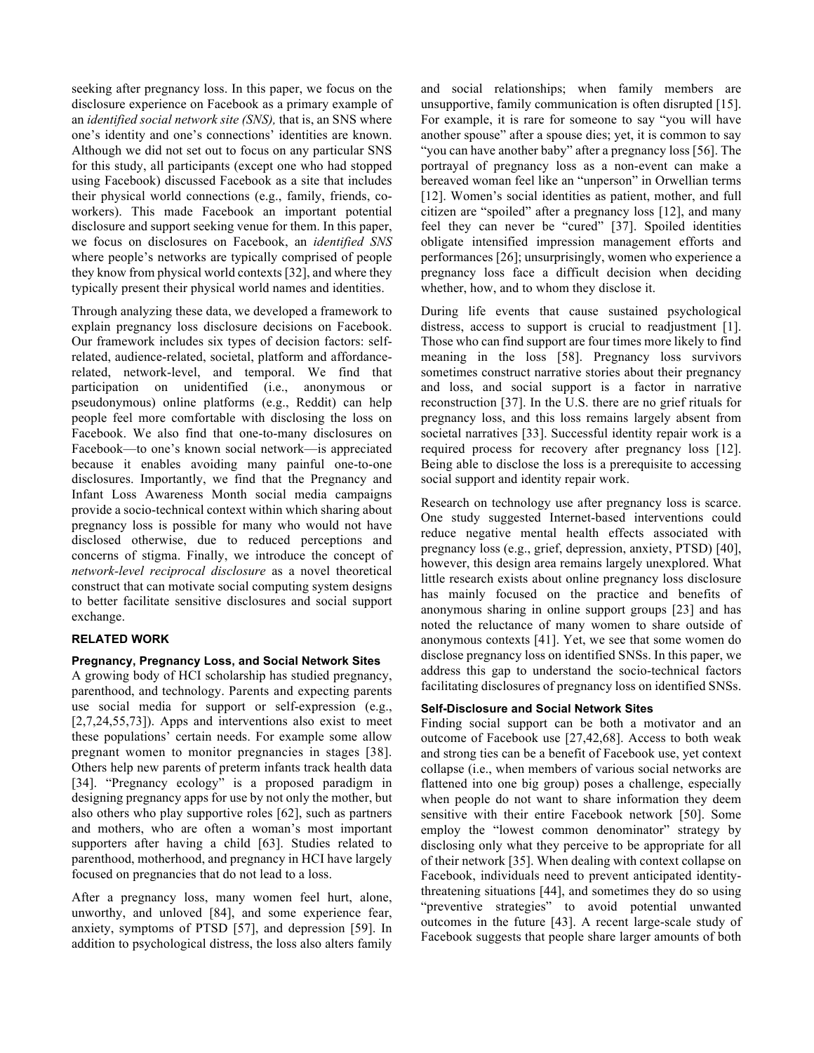seeking after pregnancy loss. In this paper, we focus on the disclosure experience on Facebook as a primary example of an *identified social network site (SNS),* that is, an SNS where one's identity and one's connections' identities are known. Although we did not set out to focus on any particular SNS for this study, all participants (except one who had stopped using Facebook) discussed Facebook as a site that includes their physical world connections (e.g., family, friends, co-workers). This made Facebook an important potential disclosure and support seeking venue for them. In this paper, we focus on disclosures on Facebook, an *identified SNS* where people's networks are typically comprised of people they know from physical world contexts [32], and where they typically present their physical world names and identities.

Through analyzing these data, we developed a framework to explain pregnancy loss disclosure decisions on Facebook. Our framework includes six types of decision factors: self-related, audience-related, societal, platform and affordance-related, network-level, and temporal. We find that participation on unidentified (i.e., anonymous or pseudonymous) online platforms (e.g., Reddit) can help people feel more comfortable with disclosing the loss on Facebook. We also find that one-to-many disclosures on Facebook—to one's known social network—is appreciated because it enables avoiding many painful one-to-one disclosures. Importantly, we find that the Pregnancy and Infant Loss Awareness Month social media campaigns provide a socio-technical context within which sharing about pregnancy loss is possible for many who would not have disclosed otherwise, due to reduced perceptions and concerns of stigma. Finally, we introduce the concept of *network-level reciprocal disclosure* as a novel theoretical construct that can motivate social computing system designs to better facilitate sensitive disclosures and social support exchange.

## RELATED WORK

### Pregnancy, Pregnancy Loss, and Social Network Sites

A growing body of HCI scholarship has studied pregnancy, parenthood, and technology. Parents and expecting parents use social media for support or self-expression (e.g., [2,7,24,55,73]). Apps and interventions also exist to meet these populations' certain needs. For example some allow pregnant women to monitor pregnancies in stages [38]. Others help new parents of preterm infants track health data [34]. "Pregnancy ecology" is a proposed paradigm in designing pregnancy apps for use by not only the mother, but also others who play supportive roles [62], such as partners and mothers, who are often a woman's most important supporters after having a child [63]. Studies related to parenthood, motherhood, and pregnancy in HCI have largely focused on pregnancies that do not lead to a loss.

After a pregnancy loss, many women feel hurt, alone, unworthy, and unloved [84], and some experience fear, anxiety, symptoms of PTSD [57], and depression [59]. In addition to psychological distress, the loss also alters family and social relationships; when family members are unsupportive, family communication is often disrupted [15]. For example, it is rare for someone to say "you will have another spouse" after a spouse dies; yet, it is common to say "you can have another baby" after a pregnancy loss [56]. The portrayal of pregnancy loss as a non-event can make a bereaved woman feel like an "unperson" in Orwellian terms [12]. Women's social identities as patient, mother, and full citizen are "spoiled" after a pregnancy loss [12], and many feel they can never be "cured" [37]. Spoiled identities obligate intensified impression management efforts and performances [26]; unsurprisingly, women who experience a pregnancy loss face a difficult decision when deciding whether, how, and to whom they disclose it.

During life events that cause sustained psychological distress, access to support is crucial to readjustment [1]. Those who can find support are four times more likely to find meaning in the loss [58]. Pregnancy loss survivors sometimes construct narrative stories about their pregnancy and loss, and social support is a factor in narrative reconstruction [37]. In the U.S. there are no grief rituals for pregnancy loss, and this loss remains largely absent from societal narratives [33]. Successful identity repair work is a required process for recovery after pregnancy loss [12]. Being able to disclose the loss is a prerequisite to accessing social support and identity repair work.

Research on technology use after pregnancy loss is scarce. One study suggested Internet-based interventions could reduce negative mental health effects associated with pregnancy loss (e.g., grief, depression, anxiety, PTSD) [40], however, this design area remains largely unexplored. What little research exists about online pregnancy loss disclosure has mainly focused on the practice and benefits of anonymous sharing in online support groups [23] and has noted the reluctance of many women to share outside of anonymous contexts [41]. Yet, we see that some women do disclose pregnancy loss on identified SNSs. In this paper, we address this gap to understand the socio-technical factors facilitating disclosures of pregnancy loss on identified SNSs.

### Self-Disclosure and Social Network Sites

Finding social support can be both a motivator and an outcome of Facebook use [27,42,68]. Access to both weak and strong ties can be a benefit of Facebook use, yet context collapse (i.e., when members of various social networks are flattened into one big group) poses a challenge, especially when people do not want to share information they deem sensitive with their entire Facebook network [50]. Some employ the "lowest common denominator" strategy by disclosing only what they perceive to be appropriate for all of their network [35]. When dealing with context collapse on Facebook, individuals need to prevent anticipated identity-threatening situations [44], and sometimes they do so using "preventive strategies" to avoid potential unwanted outcomes in the future [43]. A recent large-scale study of Facebook suggests that people share larger amounts of both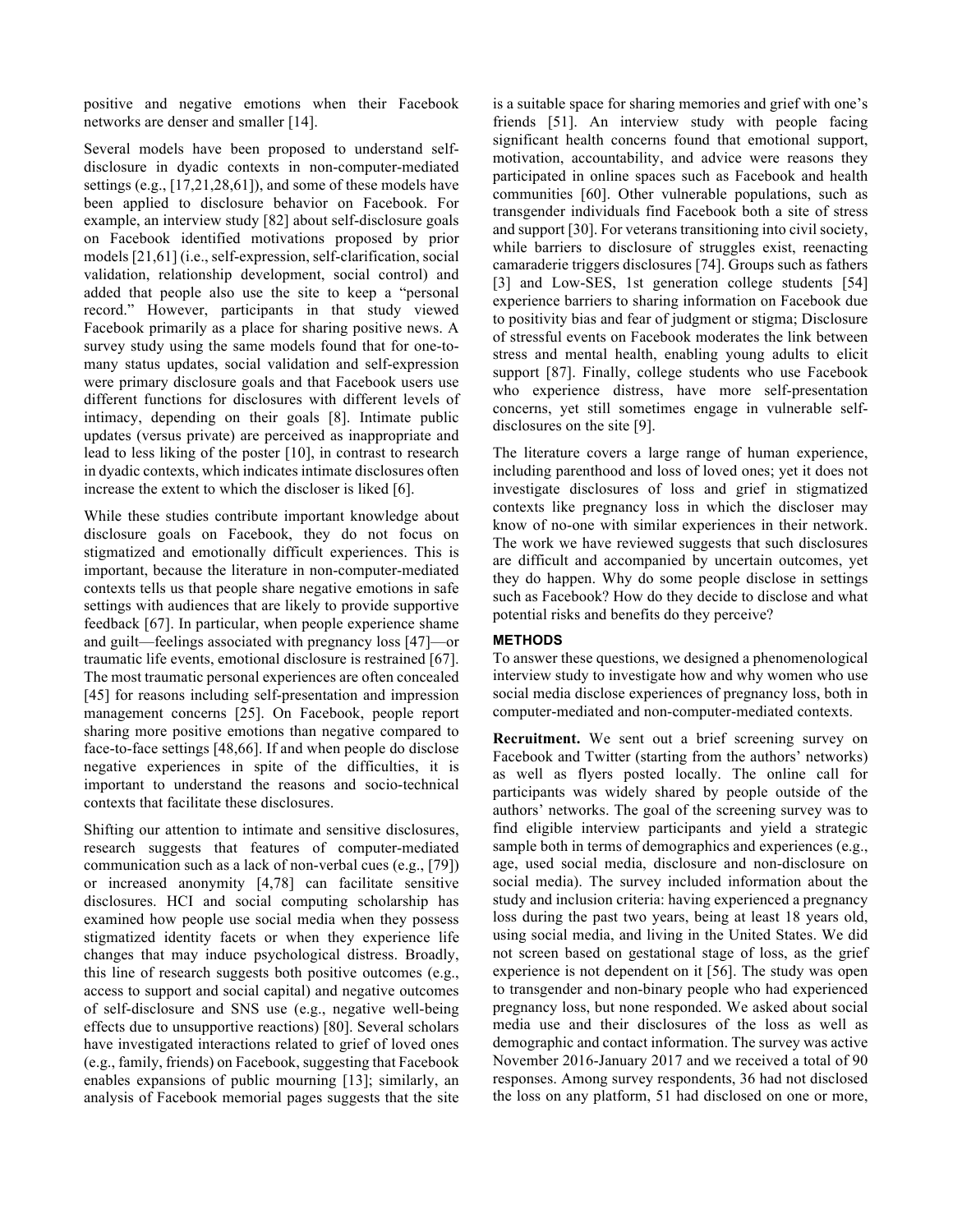positive and negative emotions when their Facebook networks are denser and smaller [14].

Several models have been proposed to understand self-disclosure in dyadic contexts in non-computer-mediated settings (e.g., [17,21,28,61]), and some of these models have been applied to disclosure behavior on Facebook. For example, an interview study [82] about self-disclosure goals on Facebook identified motivations proposed by prior models [21,61] (i.e., self-expression, self-clarification, social validation, relationship development, social control) and added that people also use the site to keep a "personal record." However, participants in that study viewed Facebook primarily as a place for sharing positive news. A survey study using the same models found that for one-to-many status updates, social validation and self-expression were primary disclosure goals and that Facebook users use different functions for disclosures with different levels of intimacy, depending on their goals [8]. Intimate public updates (versus private) are perceived as inappropriate and lead to less liking of the poster [10], in contrast to research in dyadic contexts, which indicates intimate disclosures often increase the extent to which the discloser is liked [6].

While these studies contribute important knowledge about disclosure goals on Facebook, they do not focus on stigmatized and emotionally difficult experiences. This is important, because the literature in non-computer-mediated contexts tells us that people share negative emotions in safe settings with audiences that are likely to provide supportive feedback [67]. In particular, when people experience shame and guilt—feelings associated with pregnancy loss [47]—or traumatic life events, emotional disclosure is restrained [67]. The most traumatic personal experiences are often concealed [45] for reasons including self-presentation and impression management concerns [25]. On Facebook, people report sharing more positive emotions than negative compared to face-to-face settings [48,66]. If and when people do disclose negative experiences in spite of the difficulties, it is important to understand the reasons and socio-technical contexts that facilitate these disclosures.

Shifting our attention to intimate and sensitive disclosures, research suggests that features of computer-mediated communication such as a lack of non-verbal cues (e.g., [79]) or increased anonymity [4,78] can facilitate sensitive disclosures. HCI and social computing scholarship has examined how people use social media when they possess stigmatized identity facets or when they experience life changes that may induce psychological distress. Broadly, this line of research suggests both positive outcomes (e.g., access to support and social capital) and negative outcomes of self-disclosure and SNS use (e.g., negative well-being effects due to unsupportive reactions) [80]. Several scholars have investigated interactions related to grief of loved ones (e.g., family, friends) on Facebook, suggesting that Facebook enables expansions of public mourning [13]; similarly, an analysis of Facebook memorial pages suggests that the site is a suitable space for sharing memories and grief with one's friends [51]. An interview study with people facing significant health concerns found that emotional support, motivation, accountability, and advice were reasons they participated in online spaces such as Facebook and health communities [60]. Other vulnerable populations, such as transgender individuals find Facebook both a site of stress and support [30]. For veterans transitioning into civil society, while barriers to disclosure of struggles exist, reenacting camaraderie triggers disclosures [74]. Groups such as fathers [3] and Low-SES, 1st generation college students [54] experience barriers to sharing information on Facebook due to positivity bias and fear of judgment or stigma; Disclosure of stressful events on Facebook moderates the link between stress and mental health, enabling young adults to elicit support [87]. Finally, college students who use Facebook who experience distress, have more self-presentation concerns, yet still sometimes engage in vulnerable self-disclosures on the site [9].

The literature covers a large range of human experience, including parenthood and loss of loved ones; yet it does not investigate disclosures of loss and grief in stigmatized contexts like pregnancy loss in which the discloser may know of no-one with similar experiences in their network. The work we have reviewed suggests that such disclosures are difficult and accompanied by uncertain outcomes, yet they do happen. Why do some people disclose in settings such as Facebook? How do they decide to disclose and what potential risks and benefits do they perceive?

## METHODS

To answer these questions, we designed a phenomenological interview study to investigate how and why women who use social media disclose experiences of pregnancy loss, both in computer-mediated and non-computer-mediated contexts.

**Recruitment.** We sent out a brief screening survey on Facebook and Twitter (starting from the authors' networks) as well as flyers posted locally. The online call for participants was widely shared by people outside of the authors' networks. The goal of the screening survey was to find eligible interview participants and yield a strategic sample both in terms of demographics and experiences (e.g., age, used social media, disclosure and non-disclosure on social media). The survey included information about the study and inclusion criteria: having experienced a pregnancy loss during the past two years, being at least 18 years old, using social media, and living in the United States. We did not screen based on gestational stage of loss, as the grief experience is not dependent on it [56]. The study was open to transgender and non-binary people who had experienced pregnancy loss, but none responded. We asked about social media use and their disclosures of the loss as well as demographic and contact information. The survey was active November 2016-January 2017 and we received a total of 90 responses. Among survey respondents, 36 had not disclosed the loss on any platform, 51 had disclosed on one or more,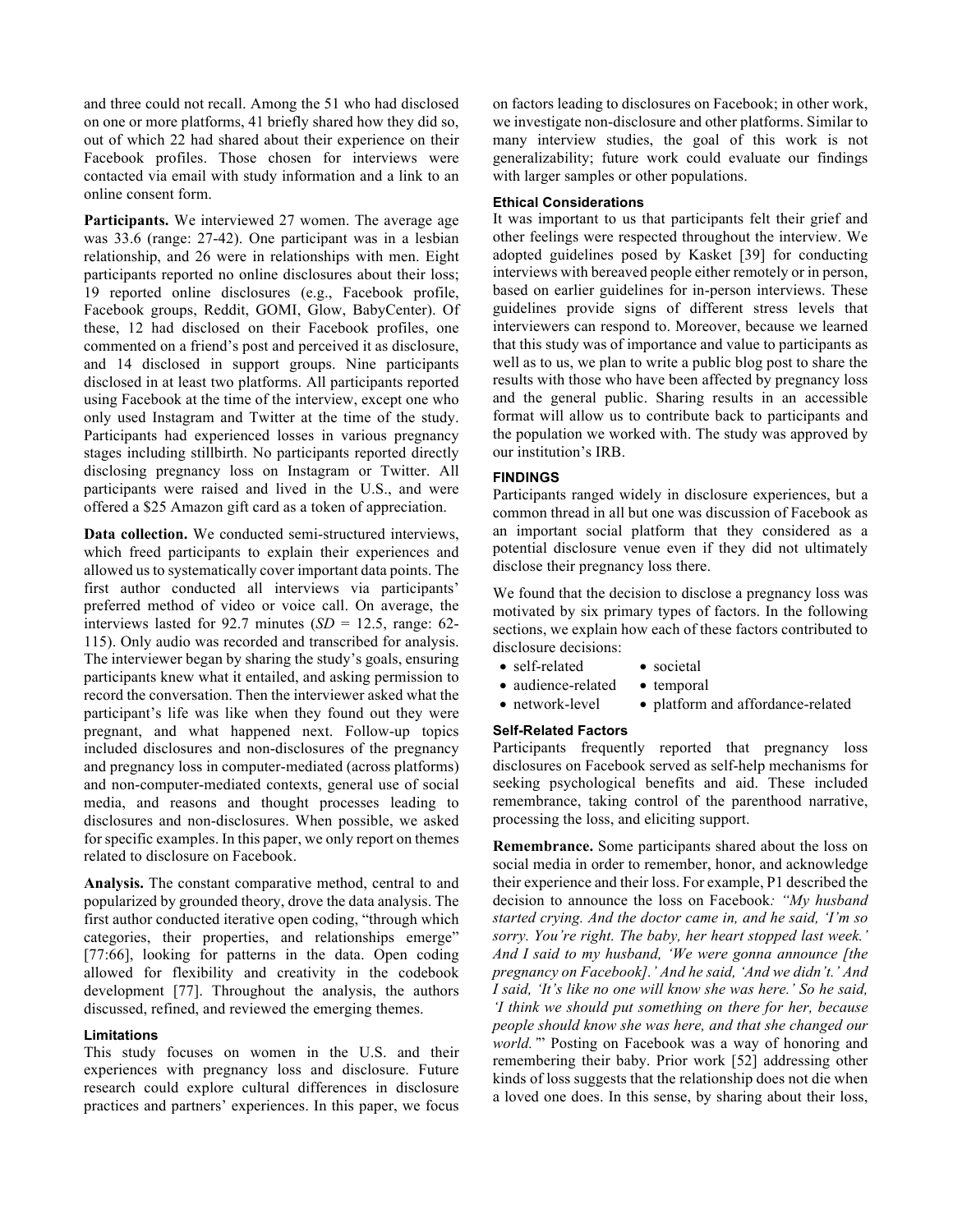and three could not recall. Among the 51 who had disclosed on one or more platforms, 41 briefly shared how they did so, out of which 22 had shared about their experience on their Facebook profiles. Those chosen for interviews were contacted via email with study information and a link to an online consent form.

**Participants.** We interviewed 27 women. The average age was 33.6 (range: 27-42). One participant was in a lesbian relationship, and 26 were in relationships with men. Eight participants reported no online disclosures about their loss; 19 reported online disclosures (e.g., Facebook profile, Facebook groups, Reddit, GOMI, Glow, BabyCenter). Of these, 12 had disclosed on their Facebook profiles, one commented on a friend's post and perceived it as disclosure, and 14 disclosed in support groups. Nine participants disclosed in at least two platforms. All participants reported using Facebook at the time of the interview, except one who only used Instagram and Twitter at the time of the study. Participants had experienced losses in various pregnancy stages including stillbirth. No participants reported directly disclosing pregnancy loss on Instagram or Twitter. All participants were raised and lived in the U.S., and were offered a $25 Amazon gift card as a token of appreciation.

**Data collection.** We conducted semi-structured interviews, which freed participants to explain their experiences and allowed us to systematically cover important data points. The first author conducted all interviews via participants' preferred method of video or voice call. On average, the interviews lasted for 92.7 minutes (*SD* = 12.5, range: 62-115). Only audio was recorded and transcribed for analysis. The interviewer began by sharing the study's goals, ensuring participants knew what it entailed, and asking permission to record the conversation. Then the interviewer asked what the participant's life was like when they found out they were pregnant, and what happened next. Follow-up topics included disclosures and non-disclosures of the pregnancy and pregnancy loss in computer-mediated (across platforms) and non-computer-mediated contexts, general use of social media, and reasons and thought processes leading to disclosures and non-disclosures. When possible, we asked for specific examples. In this paper, we only report on themes related to disclosure on Facebook.

**Analysis.** The constant comparative method, central to and popularized by grounded theory, drove the data analysis. The first author conducted iterative open coding, "through which categories, their properties, and relationships emerge" [77:66], looking for patterns in the data. Open coding allowed for flexibility and creativity in the codebook development [77]. Throughout the analysis, the authors discussed, refined, and reviewed the emerging themes.

#### Limitations

This study focuses on women in the U.S. and their experiences with pregnancy loss and disclosure. Future research could explore cultural differences in disclosure practices and partners' experiences. In this paper, we focus on factors leading to disclosures on Facebook; in other work, we investigate non-disclosure and other platforms. Similar to many interview studies, the goal of this work is not generalizability; future work could evaluate our findings with larger samples or other populations.

#### Ethical Considerations

It was important to us that participants felt their grief and other feelings were respected throughout the interview. We adopted guidelines posed by Kasket [39] for conducting interviews with bereaved people either remotely or in person, based on earlier guidelines for in-person interviews. These guidelines provide signs of different stress levels that interviewers can respond to. Moreover, because we learned that this study was of importance and value to participants as well as to us, we plan to write a public blog post to share the results with those who have been affected by pregnancy loss and the general public. Sharing results in an accessible format will allow us to contribute back to participants and the population we worked with. The study was approved by our institution's IRB.

## FINDINGS

Participants ranged widely in disclosure experiences, but a common thread in all but one was discussion of Facebook as an important social platform that they considered as a potential disclosure venue even if they did not ultimately disclose their pregnancy loss there.

We found that the decision to disclose a pregnancy loss was motivated by six primary types of factors. In the following sections, we explain how each of these factors contributed to disclosure decisions:

- self-related
- audience-related
- network-level
- societal
- temporal
- platform and affordance-related

### Self-Related Factors

Participants frequently reported that pregnancy loss disclosures on Facebook served as self-help mechanisms for seeking psychological benefits and aid. These included remembrance, taking control of the parenthood narrative, processing the loss, and eliciting support.

**Remembrance.** Some participants shared about the loss on social media in order to remember, honor, and acknowledge their experience and their loss. For example, P1 described the decision to announce the loss on Facebook*: "My husband started crying. And the doctor came in, and he said, 'I'm so sorry. You're right. The baby, her heart stopped last week.' And I said to my husband, 'We were gonna announce [the pregnancy on Facebook].' And he said, 'And we didn't.' And I said, 'It's like no one will know she was here.' So he said, 'I think we should put something on there for her, because people should know she was here, and that she changed our world.'*" Posting on Facebook was a way of honoring and remembering their baby. Prior work [52] addressing other kinds of loss suggests that the relationship does not die when a loved one does. In this sense, by sharing about their loss,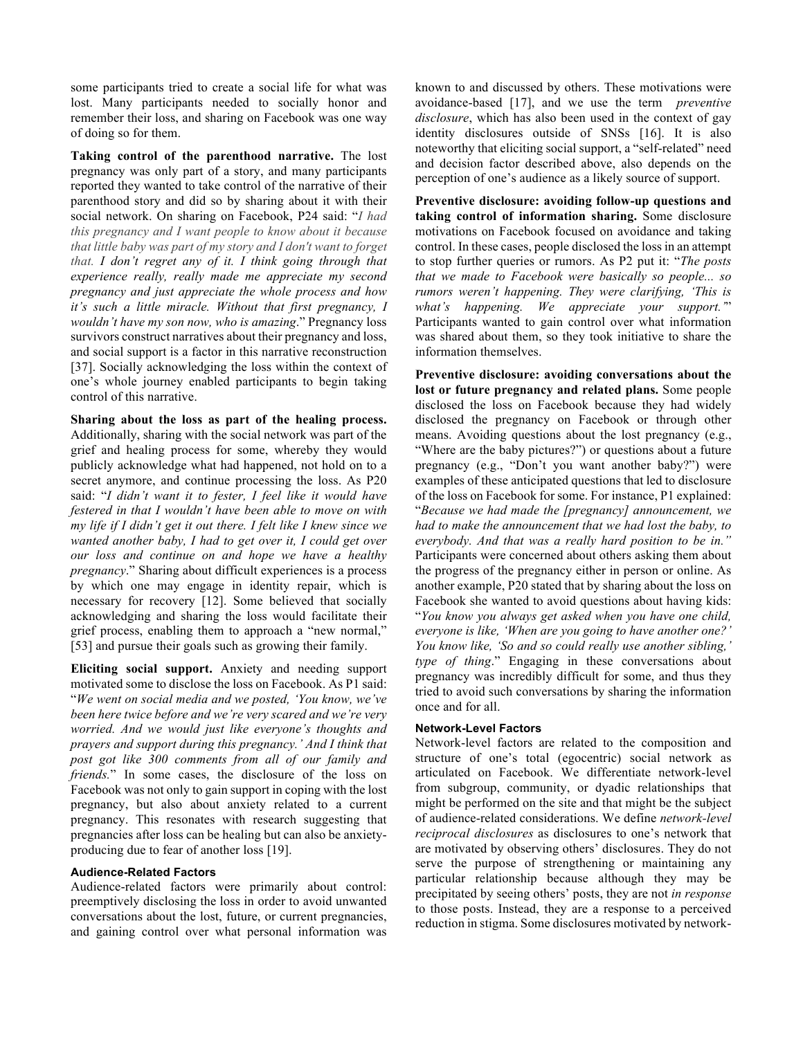some participants tried to create a social life for what was lost. Many participants needed to socially honor and remember their loss, and sharing on Facebook was one way of doing so for them.

**Taking control of the parenthood narrative.** The lost pregnancy was only part of a story, and many participants reported they wanted to take control of the narrative of their parenthood story and did so by sharing about it with their social network. On sharing on Facebook, P24 said: "*I had this pregnancy and I want people to know about it because that little baby was part of my story and I don't want to forget that. I don't regret any of it. I think going through that experience really, really made me appreciate my second pregnancy and just appreciate the whole process and how it's such a little miracle. Without that first pregnancy, I wouldn't have my son now, who is amazing*." Pregnancy loss survivors construct narratives about their pregnancy and loss, and social support is a factor in this narrative reconstruction [37]. Socially acknowledging the loss within the context of one's whole journey enabled participants to begin taking control of this narrative.

**Sharing about the loss as part of the healing process.** Additionally, sharing with the social network was part of the grief and healing process for some, whereby they would publicly acknowledge what had happened, not hold on to a secret anymore, and continue processing the loss. As P20 said: "*I didn't want it to fester, I feel like it would have festered in that I wouldn't have been able to move on with my life if I didn't get it out there. I felt like I knew since we wanted another baby, I had to get over it, I could get over our loss and continue on and hope we have a healthy pregnancy*." Sharing about difficult experiences is a process by which one may engage in identity repair, which is necessary for recovery [12]. Some believed that socially acknowledging and sharing the loss would facilitate their grief process, enabling them to approach a "new normal," [53] and pursue their goals such as growing their family.

**Eliciting social support.** Anxiety and needing support motivated some to disclose the loss on Facebook. As P1 said: "*We went on social media and we posted, 'You know, we've been here twice before and we're very scared and we're very worried. And we would just like everyone's thoughts and prayers and support during this pregnancy.' And I think that post got like 300 comments from all of our family and friends.*" In some cases, the disclosure of the loss on Facebook was not only to gain support in coping with the lost pregnancy, but also about anxiety related to a current pregnancy. This resonates with research suggesting that pregnancies after loss can be healing but can also be anxiety-producing due to fear of another loss [19].

#### Audience-Related Factors

Audience-related factors were primarily about control: preemptively disclosing the loss in order to avoid unwanted conversations about the lost, future, or current pregnancies, and gaining control over what personal information was known to and discussed by others. These motivations were avoidance-based [17], and we use the term *preventive disclosure*, which has also been used in the context of gay identity disclosures outside of SNSs [16]. It is also noteworthy that eliciting social support, a "self-related" need and decision factor described above, also depends on the perception of one's audience as a likely source of support.

**Preventive disclosure: avoiding follow-up questions and taking control of information sharing.** Some disclosure motivations on Facebook focused on avoidance and taking control. In these cases, people disclosed the loss in an attempt to stop further queries or rumors. As P2 put it: "*The posts that we made to Facebook were basically so people... so rumors weren't happening. They were clarifying, 'This is what's happening. We appreciate your support.'*" Participants wanted to gain control over what information was shared about them, so they took initiative to share the information themselves.

**Preventive disclosure: avoiding conversations about the lost or future pregnancy and related plans.** Some people disclosed the loss on Facebook because they had widely disclosed the pregnancy on Facebook or through other means. Avoiding questions about the lost pregnancy (e.g., "Where are the baby pictures?") or questions about a future pregnancy (e.g., "Don't you want another baby?") were examples of these anticipated questions that led to disclosure of the loss on Facebook for some. For instance, P1 explained: "*Because we had made the [pregnancy] announcement, we had to make the announcement that we had lost the baby, to everybody. And that was a really hard position to be in.*" Participants were concerned about others asking them about the progress of the pregnancy either in person or online. As another example, P20 stated that by sharing about the loss on Facebook she wanted to avoid questions about having kids: "*You know you always get asked when you have one child, everyone is like, 'When are you going to have another one?' You know like, 'So and so could really use another sibling,' type of thing*." Engaging in these conversations about pregnancy was incredibly difficult for some, and thus they tried to avoid such conversations by sharing the information once and for all.

#### Network-Level Factors

Network-level factors are related to the composition and structure of one's total (egocentric) social network as articulated on Facebook. We differentiate network-level from subgroup, community, or dyadic relationships that might be performed on the site and that might be the subject of audience-related considerations. We define *network-level reciprocal disclosures* as disclosures to one's network that are motivated by observing others' disclosures. They do not serve the purpose of strengthening or maintaining any particular relationship because although they may be precipitated by seeing others' posts, they are not *in response* to those posts. Instead, they are a response to a perceived reduction in stigma. Some disclosures motivated by network-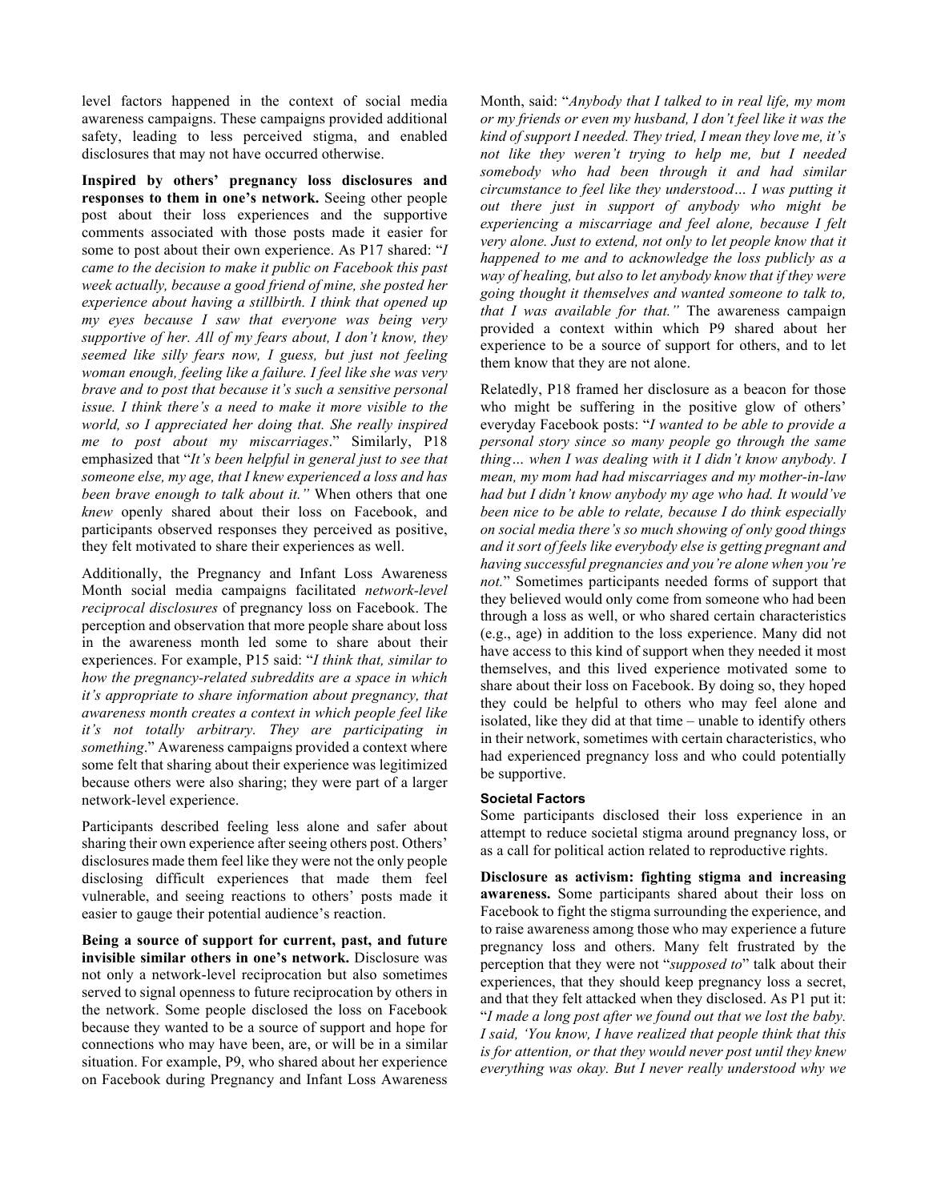level factors happened in the context of social media awareness campaigns. These campaigns provided additional safety, leading to less perceived stigma, and enabled disclosures that may not have occurred otherwise.

**Inspired by others' pregnancy loss disclosures and responses to them in one's network.** Seeing other people post about their loss experiences and the supportive comments associated with those posts made it easier for some to post about their own experience. As P17 shared: "*I came to the decision to make it public on Facebook this past week actually, because a good friend of mine, she posted her experience about having a stillbirth. I think that opened up my eyes because I saw that everyone was being very supportive of her. All of my fears about, I don't know, they seemed like silly fears now, I guess, but just not feeling woman enough, feeling like a failure. I feel like she was very brave and to post that because it's such a sensitive personal issue. I think there's a need to make it more visible to the world, so I appreciated her doing that. She really inspired me to post about my miscarriages*." Similarly, P18 emphasized that "*It's been helpful in general just to see that someone else, my age, that I knew experienced a loss and has been brave enough to talk about it.*" When others that one *knew* openly shared about their loss on Facebook, and participants observed responses they perceived as positive, they felt motivated to share their experiences as well.

Additionally, the Pregnancy and Infant Loss Awareness Month social media campaigns facilitated *network-level reciprocal disclosures* of pregnancy loss on Facebook. The perception and observation that more people share about loss in the awareness month led some to share about their experiences. For example, P15 said: "*I think that, similar to how the pregnancy-related subreddits are a space in which it's appropriate to share information about pregnancy, that awareness month creates a context in which people feel like it's not totally arbitrary. They are participating in something*." Awareness campaigns provided a context where some felt that sharing about their experience was legitimized because others were also sharing; they were part of a larger network-level experience.

Participants described feeling less alone and safer about sharing their own experience after seeing others post. Others' disclosures made them feel like they were not the only people disclosing difficult experiences that made them feel vulnerable, and seeing reactions to others' posts made it easier to gauge their potential audience's reaction.

**Being a source of support for current, past, and future invisible similar others in one's network.** Disclosure was not only a network-level reciprocation but also sometimes served to signal openness to future reciprocation by others in the network. Some people disclosed the loss on Facebook because they wanted to be a source of support and hope for connections who may have been, are, or will be in a similar situation. For example, P9, who shared about her experience on Facebook during Pregnancy and Infant Loss Awareness Month, said: "*Anybody that I talked to in real life, my mom or my friends or even my husband, I don't feel like it was the kind of support I needed. They tried, I mean they love me, it's not like they weren't trying to help me, but I needed somebody who had been through it and had similar circumstance to feel like they understood… I was putting it out there just in support of anybody who might be experiencing a miscarriage and feel alone, because I felt very alone. Just to extend, not only to let people know that it happened to me and to acknowledge the loss publicly as a way of healing, but also to let anybody know that if they were going thought it themselves and wanted someone to talk to, that I was available for that.*" The awareness campaign provided a context within which P9 shared about her experience to be a source of support for others, and to let them know that they are not alone.

Relatedly, P18 framed her disclosure as a beacon for those who might be suffering in the positive glow of others' everyday Facebook posts: "*I wanted to be able to provide a personal story since so many people go through the same thing… when I was dealing with it I didn't know anybody. I mean, my mom had had miscarriages and my mother-in-law had but I didn't know anybody my age who had. It would've been nice to be able to relate, because I do think especially on social media there's so much showing of only good things and it sort of feels like everybody else is getting pregnant and having successful pregnancies and you're alone when you're not.*" Sometimes participants needed forms of support that they believed would only come from someone who had been through a loss as well, or who shared certain characteristics (e.g., age) in addition to the loss experience. Many did not have access to this kind of support when they needed it most themselves, and this lived experience motivated some to share about their loss on Facebook. By doing so, they hoped they could be helpful to others who may feel alone and isolated, like they did at that time – unable to identify others in their network, sometimes with certain characteristics, who had experienced pregnancy loss and who could potentially be supportive.

#### Societal Factors

Some participants disclosed their loss experience in an attempt to reduce societal stigma around pregnancy loss, or as a call for political action related to reproductive rights.

**Disclosure as activism: fighting stigma and increasing awareness.** Some participants shared about their loss on Facebook to fight the stigma surrounding the experience, and to raise awareness among those who may experience a future pregnancy loss and others. Many felt frustrated by the perception that they were not "*supposed to*" talk about their experiences, that they should keep pregnancy loss a secret, and that they felt attacked when they disclosed. As P1 put it: "*I made a long post after we found out that we lost the baby. I said, 'You know, I have realized that people think that this is for attention, or that they would never post until they knew everything was okay. But I never really understood why we*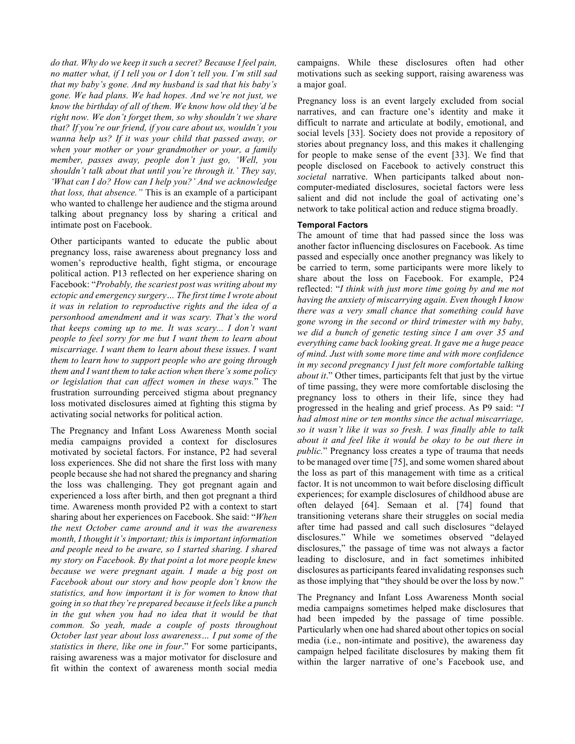*do that. Why do we keep it such a secret? Because I feel pain, no matter what, if I tell you or I don't tell you. I'm still sad that my baby's gone. And my husband is sad that his baby's gone. We had plans. We had hopes. And we're not just, we know the birthday of all of them. We know how old they'd be right now. We don't forget them, so why shouldn't we share that? If you're our friend, if you care about us, wouldn't you wanna help us? If it was your child that passed away, or when your mother or your grandmother or your, a family member, passes away, people don't just go, 'Well, you shouldn't talk about that until you're through it.' They say, 'What can I do? How can I help you?' And we acknowledge that loss, that absence."* This is an example of a participant who wanted to challenge her audience and the stigma around talking about pregnancy loss by sharing a critical and intimate post on Facebook.

Other participants wanted to educate the public about pregnancy loss, raise awareness about pregnancy loss and women's reproductive health, fight stigma, or encourage political action. P13 reflected on her experience sharing on Facebook: "*Probably, the scariest post was writing about my ectopic and emergency surgery… The first time I wrote about it was in relation to reproductive rights and the idea of a personhood amendment and it was scary. That's the word that keeps coming up to me. It was scary... I don't want people to feel sorry for me but I want them to learn about miscarriage. I want them to learn about these issues. I want them to learn how to support people who are going through them and I want them to take action when there's some policy or legislation that can affect women in these ways.*" The frustration surrounding perceived stigma about pregnancy loss motivated disclosures aimed at fighting this stigma by activating social networks for political action.

The Pregnancy and Infant Loss Awareness Month social media campaigns provided a context for disclosures motivated by societal factors. For instance, P2 had several loss experiences. She did not share the first loss with many people because she had not shared the pregnancy and sharing the loss was challenging. They got pregnant again and experienced a loss after birth, and then got pregnant a third time. Awareness month provided P2 with a context to start sharing about her experiences on Facebook. She said: "*When the next October came around and it was the awareness month, I thought it's important; this is important information and people need to be aware, so I started sharing. I shared my story on Facebook. By that point a lot more people knew because we were pregnant again. I made a big post on Facebook about our story and how people don't know the statistics, and how important it is for women to know that going in so that they're prepared because it feels like a punch in the gut when you had no idea that it would be that common. So yeah, made a couple of posts throughout October last year about loss awareness… I put some of the statistics in there, like one in four*." For some participants, raising awareness was a major motivator for disclosure and fit within the context of awareness month social media campaigns. While these disclosures often had other motivations such as seeking support, raising awareness was a major goal.

Pregnancy loss is an event largely excluded from social narratives, and can fracture one's identity and make it difficult to narrate and articulate at bodily, emotional, and social levels [33]. Society does not provide a repository of stories about pregnancy loss, and this makes it challenging for people to make sense of the event [33]. We find that people disclosed on Facebook to actively construct this *societal* narrative. When participants talked about non-computer-mediated disclosures, societal factors were less salient and did not include the goal of activating one's network to take political action and reduce stigma broadly.

#### Temporal Factors

The amount of time that had passed since the loss was another factor influencing disclosures on Facebook. As time passed and especially once another pregnancy was likely to be carried to term, some participants were more likely to share about the loss on Facebook. For example, P24 reflected: "*I think with just more time going by and me not having the anxiety of miscarrying again. Even though I know there was a very small chance that something could have gone wrong in the second or third trimester with my baby, we did a bunch of genetic testing since I am over 35 and everything came back looking great. It gave me a huge peace of mind. Just with some more time and with more confidence in my second pregnancy I just felt more comfortable talking about it*." Other times, participants felt that just by the virtue of time passing, they were more comfortable disclosing the pregnancy loss to others in their life, since they had progressed in the healing and grief process. As P9 said: "*I had almost nine or ten months since the actual miscarriage, so it wasn't like it was so fresh. I was finally able to talk about it and feel like it would be okay to be out there in public.*" Pregnancy loss creates a type of trauma that needs to be managed over time [75], and some women shared about the loss as part of this management with time as a critical factor. It is not uncommon to wait before disclosing difficult experiences; for example disclosures of childhood abuse are often delayed [64]. Semaan et al. [74] found that transitioning veterans share their struggles on social media after time had passed and call such disclosures "delayed disclosures." While we sometimes observed "delayed disclosures," the passage of time was not always a factor leading to disclosure, and in fact sometimes inhibited disclosures as participants feared invalidating responses such as those implying that "they should be over the loss by now."

The Pregnancy and Infant Loss Awareness Month social media campaigns sometimes helped make disclosures that had been impeded by the passage of time possible. Particularly when one had shared about other topics on social media (i.e., non-intimate and positive), the awareness day campaign helped facilitate disclosures by making them fit within the larger narrative of one's Facebook use, and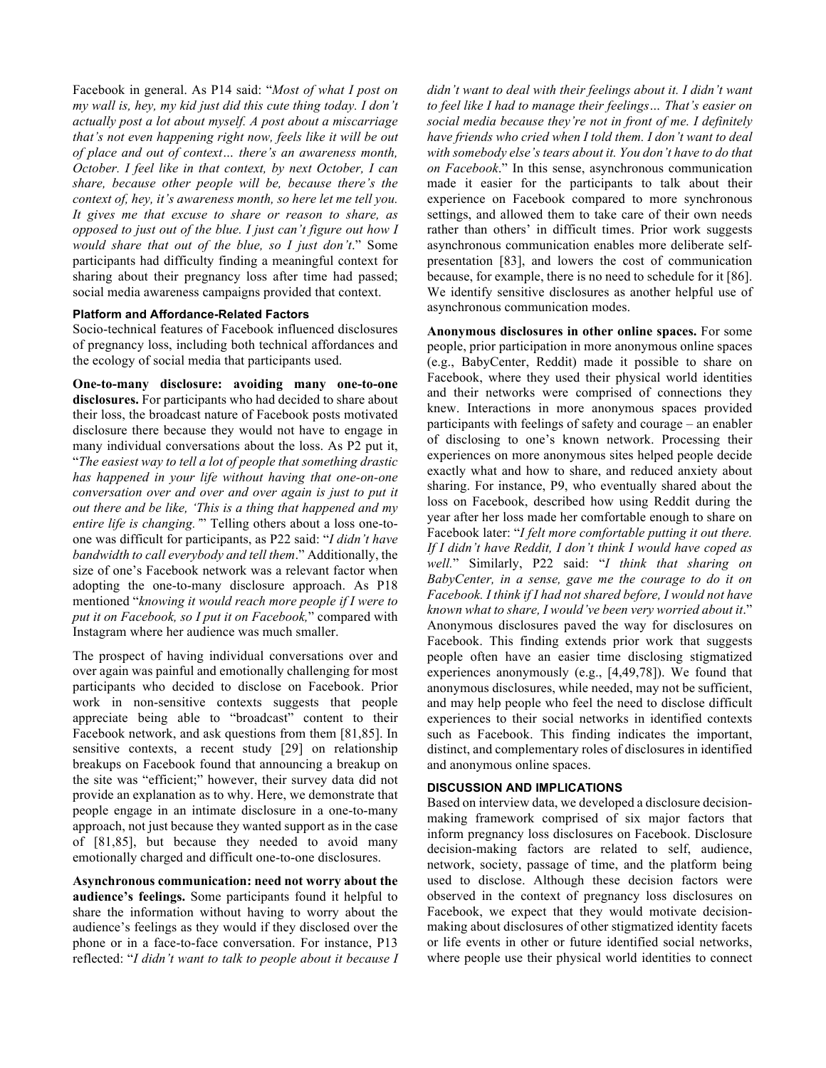Facebook in general. As P14 said: "*Most of what I post on my wall is, hey, my kid just did this cute thing today. I don't actually post a lot about myself. A post about a miscarriage that's not even happening right now, feels like it will be out of place and out of context… there's an awareness month, October. I feel like in that context, by next October, I can share, because other people will be, because there's the context of, hey, it's awareness month, so here let me tell you. It gives me that excuse to share or reason to share, as opposed to just out of the blue. I just can't figure out how I would share that out of the blue, so I just don't*." Some participants had difficulty finding a meaningful context for sharing about their pregnancy loss after time had passed; social media awareness campaigns provided that context.

### Platform and Affordance-Related Factors

Socio-technical features of Facebook influenced disclosures of pregnancy loss, including both technical affordances and the ecology of social media that participants used.

**One-to-many disclosure: avoiding many one-to-one disclosures.** For participants who had decided to share about their loss, the broadcast nature of Facebook posts motivated disclosure there because they would not have to engage in many individual conversations about the loss. As P2 put it, "*The easiest way to tell a lot of people that something drastic has happened in your life without having that one-on-one conversation over and over and over again is just to put it out there and be like, 'This is a thing that happened and my entire life is changing.'*" Telling others about a loss one-to-one was difficult for participants, as P22 said: "*I didn't have bandwidth to call everybody and tell them*." Additionally, the size of one's Facebook network was a relevant factor when adopting the one-to-many disclosure approach. As P18 mentioned "*knowing it would reach more people if I were to put it on Facebook, so I put it on Facebook,*" compared with Instagram where her audience was much smaller.

The prospect of having individual conversations over and over again was painful and emotionally challenging for most participants who decided to disclose on Facebook. Prior work in non-sensitive contexts suggests that people appreciate being able to "broadcast" content to their Facebook network, and ask questions from them [81,85]. In sensitive contexts, a recent study [29] on relationship breakups on Facebook found that announcing a breakup on the site was "efficient;" however, their survey data did not provide an explanation as to why. Here, we demonstrate that people engage in an intimate disclosure in a one-to-many approach, not just because they wanted support as in the case of [81,85], but because they needed to avoid many emotionally charged and difficult one-to-one disclosures.

**Asynchronous communication: need not worry about the audience's feelings.** Some participants found it helpful to share the information without having to worry about the audience's feelings as they would if they disclosed over the phone or in a face-to-face conversation. For instance, P13 reflected: "*I didn't want to talk to people about it because I didn't want to deal with their feelings about it. I didn't want to feel like I had to manage their feelings… That's easier on social media because they're not in front of me. I definitely have friends who cried when I told them. I don't want to deal with somebody else's tears about it. You don't have to do that on Facebook*." In this sense, asynchronous communication made it easier for the participants to talk about their experience on Facebook compared to more synchronous settings, and allowed them to take care of their own needs rather than others' in difficult times. Prior work suggests asynchronous communication enables more deliberate self-presentation [83], and lowers the cost of communication because, for example, there is no need to schedule for it [86]. We identify sensitive disclosures as another helpful use of asynchronous communication modes.

**Anonymous disclosures in other online spaces.** For some people, prior participation in more anonymous online spaces (e.g., BabyCenter, Reddit) made it possible to share on Facebook, where they used their physical world identities and their networks were comprised of connections they knew. Interactions in more anonymous spaces provided participants with feelings of safety and courage – an enabler of disclosing to one's known network. Processing their experiences on more anonymous sites helped people decide exactly what and how to share, and reduced anxiety about sharing. For instance, P9, who eventually shared about the loss on Facebook, described how using Reddit during the year after her loss made her comfortable enough to share on Facebook later: "*I felt more comfortable putting it out there. If I didn't have Reddit, I don't think I would have coped as well.*" Similarly, P22 said: "*I think that sharing on BabyCenter, in a sense, gave me the courage to do it on Facebook. I think if I had not shared before, I would not have known what to share, I would've been very worried about it*." Anonymous disclosures paved the way for disclosures on Facebook. This finding extends prior work that suggests people often have an easier time disclosing stigmatized experiences anonymously (e.g., [4,49,78]). We found that anonymous disclosures, while needed, may not be sufficient, and may help people who feel the need to disclose difficult experiences to their social networks in identified contexts such as Facebook. This finding indicates the important, distinct, and complementary roles of disclosures in identified and anonymous online spaces.

## DISCUSSION AND IMPLICATIONS

Based on interview data, we developed a disclosure decision-making framework comprised of six major factors that inform pregnancy loss disclosures on Facebook. Disclosure decision-making factors are related to self, audience, network, society, passage of time, and the platform being used to disclose. Although these decision factors were observed in the context of pregnancy loss disclosures on Facebook, we expect that they would motivate decision-making about disclosures of other stigmatized identity facets or life events in other or future identified social networks, where people use their physical world identities to connect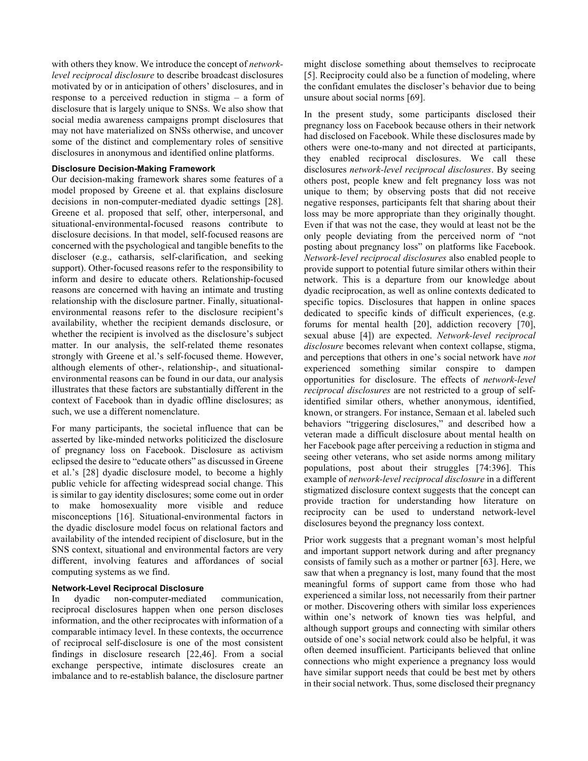with others they know. We introduce the concept of *network-level reciprocal disclosure* to describe broadcast disclosures motivated by or in anticipation of others' disclosures, and in response to a perceived reduction in stigma – a form of disclosure that is largely unique to SNSs. We also show that social media awareness campaigns prompt disclosures that may not have materialized on SNSs otherwise, and uncover some of the distinct and complementary roles of sensitive disclosures in anonymous and identified online platforms.

### Disclosure Decision-Making Framework

Our decision-making framework shares some features of a model proposed by Greene et al. that explains disclosure decisions in non-computer-mediated dyadic settings [28]. Greene et al. proposed that self, other, interpersonal, and situational-environmental-focused reasons contribute to disclosure decisions. In that model, self-focused reasons are concerned with the psychological and tangible benefits to the discloser (e.g., catharsis, self-clarification, and seeking support). Other-focused reasons refer to the responsibility to inform and desire to educate others. Relationship-focused reasons are concerned with having an intimate and trusting relationship with the disclosure partner. Finally, situational-environmental reasons refer to the disclosure recipient's availability, whether the recipient demands disclosure, or whether the recipient is involved as the disclosure's subject matter. In our analysis, the self-related theme resonates strongly with Greene et al.'s self-focused theme. However, although elements of other-, relationship-, and situational-environmental reasons can be found in our data, our analysis illustrates that these factors are substantially different in the context of Facebook than in dyadic offline disclosures; as such, we use a different nomenclature.

For many participants, the societal influence that can be asserted by like-minded networks politicized the disclosure of pregnancy loss on Facebook. Disclosure as activism eclipsed the desire to "educate others" as discussed in Greene et al.'s [28] dyadic disclosure model, to become a highly public vehicle for affecting widespread social change. This is similar to gay identity disclosures; some come out in order to make homosexuality more visible and reduce misconceptions [16]. Situational-environmental factors in the dyadic disclosure model focus on relational factors and availability of the intended recipient of disclosure, but in the SNS context, situational and environmental factors are very different, involving features and affordances of social computing systems as we find.

### Network-Level Reciprocal Disclosure

In dyadic non-computer-mediated communication, reciprocal disclosures happen when one person discloses information, and the other reciprocates with information of a comparable intimacy level. In these contexts, the occurrence of reciprocal self-disclosure is one of the most consistent findings in disclosure research [22,46]. From a social exchange perspective, intimate disclosures create an imbalance and to re-establish balance, the disclosure partner might disclose something about themselves to reciprocate [5]. Reciprocity could also be a function of modeling, where the confidant emulates the discloser's behavior due to being unsure about social norms [69].

In the present study, some participants disclosed their pregnancy loss on Facebook because others in their network had disclosed on Facebook. While these disclosures made by others were one-to-many and not directed at participants, they enabled reciprocal disclosures. We call these disclosures *network-level reciprocal disclosures*. By seeing others post, people knew and felt pregnancy loss was not unique to them; by observing posts that did not receive negative responses, participants felt that sharing about their loss may be more appropriate than they originally thought. Even if that was not the case, they would at least not be the only people deviating from the perceived norm of "not posting about pregnancy loss" on platforms like Facebook. *Network-level reciprocal disclosures* also enabled people to provide support to potential future similar others within their network. This is a departure from our knowledge about dyadic reciprocation, as well as online contexts dedicated to specific topics. Disclosures that happen in online spaces dedicated to specific kinds of difficult experiences, (e.g. forums for mental health [20], addiction recovery [70], sexual abuse [4]) are expected. *Network-level reciprocal disclosure* becomes relevant when context collapse, stigma, and perceptions that others in one's social network have *not* experienced something similar conspire to dampen opportunities for disclosure. The effects of *network-level reciprocal disclosures* are not restricted to a group of self-identified similar others, whether anonymous, identified, known, or strangers. For instance, Semaan et al. labeled such behaviors "triggering disclosures," and described how a veteran made a difficult disclosure about mental health on her Facebook page after perceiving a reduction in stigma and seeing other veterans, who set aside norms among military populations, post about their struggles [74:396]. This example of *network-level reciprocal disclosure* in a different stigmatized disclosure context suggests that the concept can provide traction for understanding how literature on reciprocity can be used to understand network-level disclosures beyond the pregnancy loss context.

Prior work suggests that a pregnant woman's most helpful and important support network during and after pregnancy consists of family such as a mother or partner [63]. Here, we saw that when a pregnancy is lost, many found that the most meaningful forms of support came from those who had experienced a similar loss, not necessarily from their partner or mother. Discovering others with similar loss experiences within one's network of known ties was helpful, and although support groups and connecting with similar others outside of one's social network could also be helpful, it was often deemed insufficient. Participants believed that online connections who might experience a pregnancy loss would have similar support needs that could be best met by others in their social network. Thus, some disclosed their pregnancy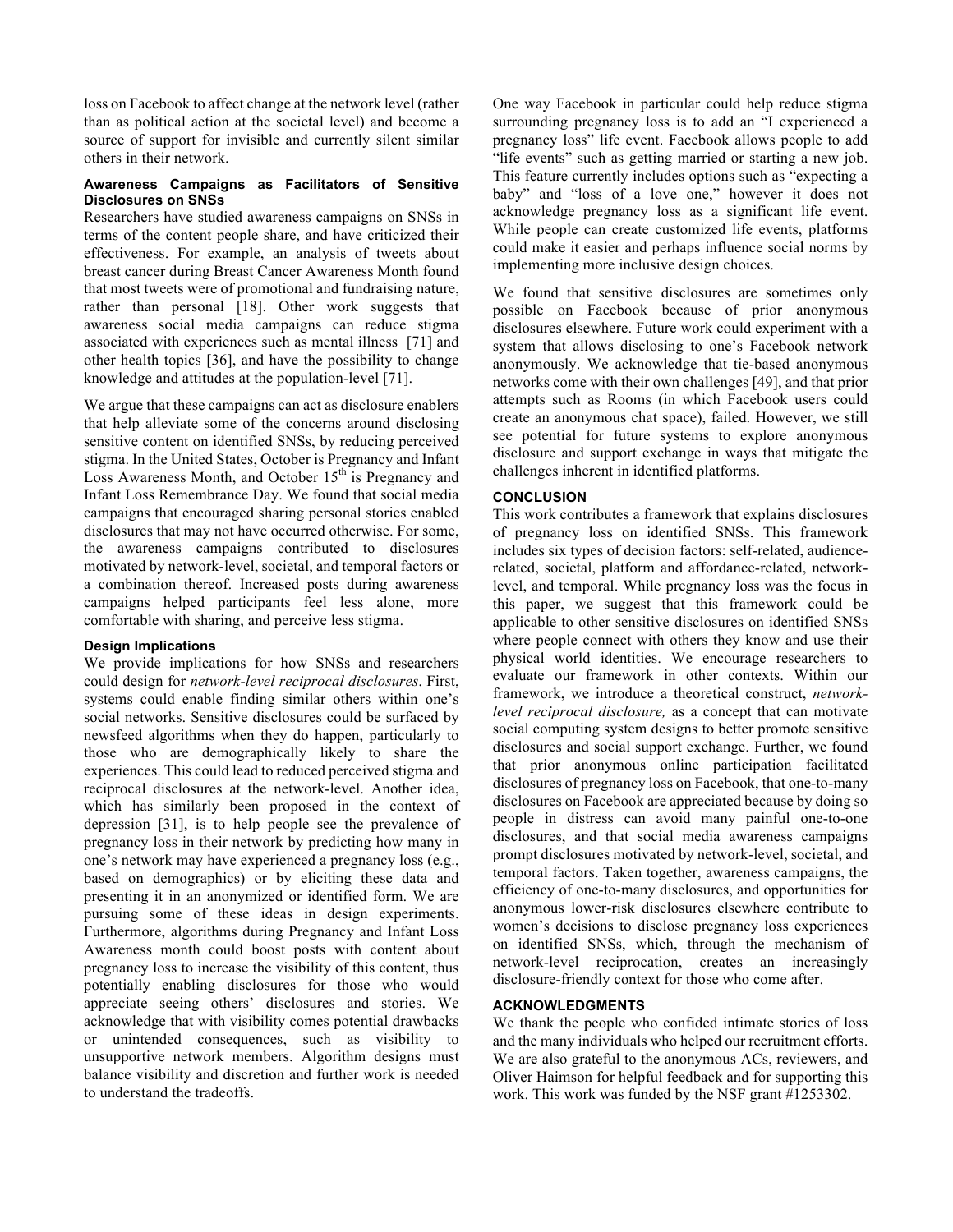loss on Facebook to affect change at the network level (rather than as political action at the societal level) and become a source of support for invisible and currently silent similar others in their network.

### Awareness Campaigns as Facilitators of Sensitive Disclosures on SNSs

Researchers have studied awareness campaigns on SNSs in terms of the content people share, and have criticized their effectiveness. For example, an analysis of tweets about breast cancer during Breast Cancer Awareness Month found that most tweets were of promotional and fundraising nature, rather than personal [18]. Other work suggests that awareness social media campaigns can reduce stigma associated with experiences such as mental illness [71] and other health topics [36], and have the possibility to change knowledge and attitudes at the population-level [71].

We argue that these campaigns can act as disclosure enablers that help alleviate some of the concerns around disclosing sensitive content on identified SNSs, by reducing perceived stigma. In the United States, October is Pregnancy and Infant Loss Awareness Month, and October 15th is Pregnancy and Infant Loss Remembrance Day. We found that social media campaigns that encouraged sharing personal stories enabled disclosures that may not have occurred otherwise. For some, the awareness campaigns contributed to disclosures motivated by network-level, societal, and temporal factors or a combination thereof. Increased posts during awareness campaigns helped participants feel less alone, more comfortable with sharing, and perceive less stigma.

### Design Implications

We provide implications for how SNSs and researchers could design for *network-level reciprocal disclosures*. First, systems could enable finding similar others within one's social networks. Sensitive disclosures could be surfaced by newsfeed algorithms when they do happen, particularly to those who are demographically likely to share the experiences. This could lead to reduced perceived stigma and reciprocal disclosures at the network-level. Another idea, which has similarly been proposed in the context of depression [31], is to help people see the prevalence of pregnancy loss in their network by predicting how many in one's network may have experienced a pregnancy loss (e.g., based on demographics) or by eliciting these data and presenting it in an anonymized or identified form. We are pursuing some of these ideas in design experiments. Furthermore, algorithms during Pregnancy and Infant Loss Awareness month could boost posts with content about pregnancy loss to increase the visibility of this content, thus potentially enabling disclosures for those who would appreciate seeing others' disclosures and stories. We acknowledge that with visibility comes potential drawbacks or unintended consequences, such as visibility to unsupportive network members. Algorithm designs must balance visibility and discretion and further work is needed to understand the tradeoffs.

One way Facebook in particular could help reduce stigma surrounding pregnancy loss is to add an "I experienced a pregnancy loss" life event. Facebook allows people to add "life events" such as getting married or starting a new job. This feature currently includes options such as "expecting a baby" and "loss of a love one," however it does not acknowledge pregnancy loss as a significant life event. While people can create customized life events, platforms could make it easier and perhaps influence social norms by implementing more inclusive design choices.

We found that sensitive disclosures are sometimes only possible on Facebook because of prior anonymous disclosures elsewhere. Future work could experiment with a system that allows disclosing to one's Facebook network anonymously. We acknowledge that tie-based anonymous networks come with their own challenges [49], and that prior attempts such as Rooms (in which Facebook users could create an anonymous chat space), failed. However, we still see potential for future systems to explore anonymous disclosure and support exchange in ways that mitigate the challenges inherent in identified platforms.

## CONCLUSION

This work contributes a framework that explains disclosures of pregnancy loss on identified SNSs. This framework includes six types of decision factors: self-related, audience-related, societal, platform and affordance-related, network-level, and temporal. While pregnancy loss was the focus in this paper, we suggest that this framework could be applicable to other sensitive disclosures on identified SNSs where people connect with others they know and use their physical world identities. We encourage researchers to evaluate our framework in other contexts. Within our framework, we introduce a theoretical construct, *network-level reciprocal disclosure,* as a concept that can motivate social computing system designs to better promote sensitive disclosures and social support exchange. Further, we found that prior anonymous online participation facilitated disclosures of pregnancy loss on Facebook, that one-to-many disclosures on Facebook are appreciated because by doing so people in distress can avoid many painful one-to-one disclosures, and that social media awareness campaigns prompt disclosures motivated by network-level, societal, and temporal factors. Taken together, awareness campaigns, the efficiency of one-to-many disclosures, and opportunities for anonymous lower-risk disclosures elsewhere contribute to women's decisions to disclose pregnancy loss experiences on identified SNSs, which, through the mechanism of network-level reciprocation, creates an increasingly disclosure-friendly context for those who come after.

## ACKNOWLEDGMENTS

We thank the people who confided intimate stories of loss and the many individuals who helped our recruitment efforts. We are also grateful to the anonymous ACs, reviewers, and Oliver Haimson for helpful feedback and for supporting this work. This work was funded by the NSF grant #1253302.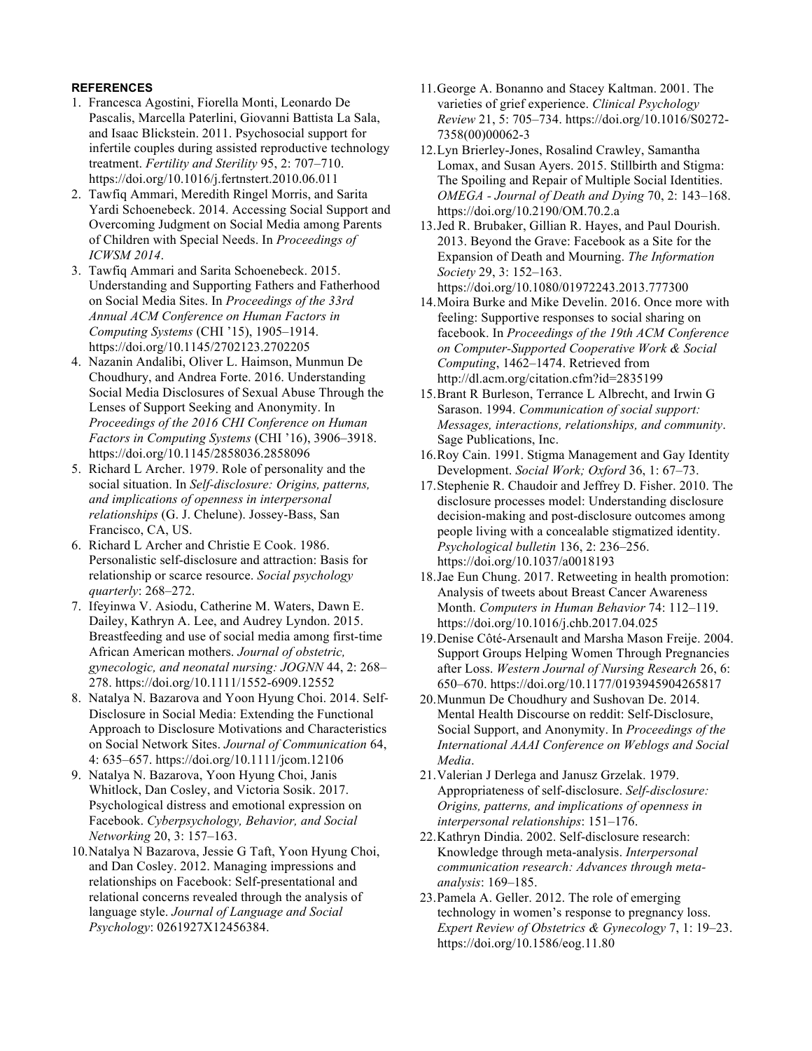## REFERENCES

1. Francesca Agostini, Fiorella Monti, Leonardo De Pascalis, Marcella Paterlini, Giovanni Battista La Sala, and Isaac Blickstein. 2011. Psychosocial support for infertile couples during assisted reproductive technology treatment. *Fertility and Sterility* 95, 2: 707–710. https://doi.org/10.1016/j.fertnstert.2010.06.011
2. Tawfiq Ammari, Meredith Ringel Morris, and Sarita Yardi Schoenebeck. 2014. Accessing Social Support and Overcoming Judgment on Social Media among Parents of Children with Special Needs. In *Proceedings of ICWSM 2014*.
3. Tawfiq Ammari and Sarita Schoenebeck. 2015. Understanding and Supporting Fathers and Fatherhood on Social Media Sites. In *Proceedings of the 33rd Annual ACM Conference on Human Factors in Computing Systems* (CHI '15), 1905–1914. https://doi.org/10.1145/2702123.2702205
4. Nazanin Andalibi, Oliver L. Haimson, Munmun De Choudhury, and Andrea Forte. 2016. Understanding Social Media Disclosures of Sexual Abuse Through the Lenses of Support Seeking and Anonymity. In *Proceedings of the 2016 CHI Conference on Human Factors in Computing Systems* (CHI '16), 3906–3918. https://doi.org/10.1145/2858036.2858096
5. Richard L Archer. 1979. Role of personality and the social situation. In *Self-disclosure: Origins, patterns, and implications of openness in interpersonal relationships* (G. J. Chelune). Jossey-Bass, San Francisco, CA, US.
6. Richard L Archer and Christie E Cook. 1986. Personalistic self-disclosure and attraction: Basis for relationship or scarce resource. *Social psychology quarterly*: 268–272.
7. Ifeyinwa V. Asiodu, Catherine M. Waters, Dawn E. Dailey, Kathryn A. Lee, and Audrey Lyndon. 2015. Breastfeeding and use of social media among first-time African American mothers. *Journal of obstetric, gynecologic, and neonatal nursing: JOGNN* 44, 2: 268–278. https://doi.org/10.1111/1552-6909.12552
8. Natalya N. Bazarova and Yoon Hyung Choi. 2014. Self-Disclosure in Social Media: Extending the Functional Approach to Disclosure Motivations and Characteristics on Social Network Sites. *Journal of Communication* 64, 4: 635–657. https://doi.org/10.1111/jcom.12106
9. Natalya N. Bazarova, Yoon Hyung Choi, Janis Whitlock, Dan Cosley, and Victoria Sosik. 2017. Psychological distress and emotional expression on Facebook. *Cyberpsychology, Behavior, and Social Networking* 20, 3: 157–163.
10. Natalya N Bazarova, Jessie G Taft, Yoon Hyung Choi, and Dan Cosley. 2012. Managing impressions and relationships on Facebook: Self-presentational and relational concerns revealed through the analysis of language style. *Journal of Language and Social Psychology*: 0261927X12456384.
11. George A. Bonanno and Stacey Kaltman. 2001. The varieties of grief experience. *Clinical Psychology Review* 21, 5: 705–734. https://doi.org/10.1016/S0272-7358(00)00062-3
12. Lyn Brierley-Jones, Rosalind Crawley, Samantha Lomax, and Susan Ayers. 2015. Stillbirth and Stigma: The Spoiling and Repair of Multiple Social Identities. *OMEGA - Journal of Death and Dying* 70, 2: 143–168. https://doi.org/10.2190/OM.70.2.a
13. Jed R. Brubaker, Gillian R. Hayes, and Paul Dourish. 2013. Beyond the Grave: Facebook as a Site for the Expansion of Death and Mourning. *The Information Society* 29, 3: 152–163. https://doi.org/10.1080/01972243.2013.777300
14. Moira Burke and Mike Develin. 2016. Once more with feeling: Supportive responses to social sharing on facebook. In *Proceedings of the 19th ACM Conference on Computer-Supported Cooperative Work & Social Computing*, 1462–1474. Retrieved from http://dl.acm.org/citation.cfm?id=2835199
15. Brant R Burleson, Terrance L Albrecht, and Irwin G Sarason. 1994. *Communication of social support: Messages, interactions, relationships, and community*. Sage Publications, Inc.
16. Roy Cain. 1991. Stigma Management and Gay Identity Development. *Social Work; Oxford* 36, 1: 67–73.
17. Stephenie R. Chaudoir and Jeffrey D. Fisher. 2010. The disclosure processes model: Understanding disclosure decision-making and post-disclosure outcomes among people living with a concealable stigmatized identity. *Psychological bulletin* 136, 2: 236–256. https://doi.org/10.1037/a0018193
18. Jae Eun Chung. 2017. Retweeting in health promotion: Analysis of tweets about Breast Cancer Awareness Month. *Computers in Human Behavior* 74: 112–119. https://doi.org/10.1016/j.chb.2017.04.025
19. Denise Côté-Arsenault and Marsha Mason Freije. 2004. Support Groups Helping Women Through Pregnancies after Loss. *Western Journal of Nursing Research* 26, 6: 650–670. https://doi.org/10.1177/0193945904265817
20. Munmun De Choudhury and Sushovan De. 2014. Mental Health Discourse on reddit: Self-Disclosure, Social Support, and Anonymity. In *Proceedings of the International AAAI Conference on Weblogs and Social Media*.
21. Valerian J Derlega and Janusz Grzelak. 1979. Appropriateness of self-disclosure. *Self-disclosure: Origins, patterns, and implications of openness in interpersonal relationships*: 151–176.
22. Kathryn Dindia. 2002. Self-disclosure research: Knowledge through meta-analysis. *Interpersonal communication research: Advances through meta-analysis*: 169–185.
23. Pamela A. Geller. 2012. The role of emerging technology in women's response to pregnancy loss. *Expert Review of Obstetrics & Gynecology* 7, 1: 19–23. https://doi.org/10.1586/eog.11.80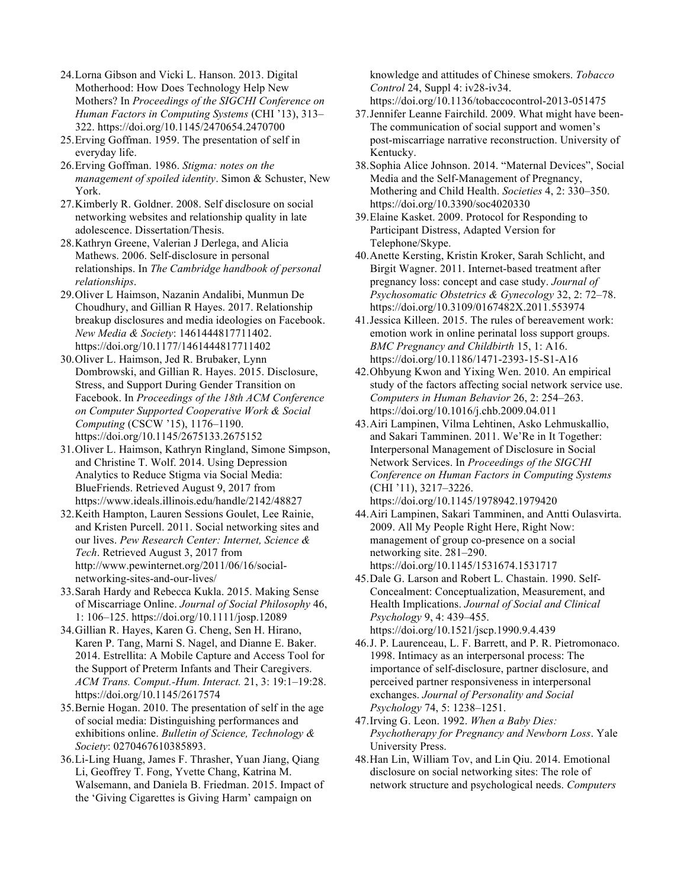24. Lorna Gibson and Vicki L. Hanson. 2013. Digital Motherhood: How Does Technology Help New Mothers? In *Proceedings of the SIGCHI Conference on Human Factors in Computing Systems* (CHI '13), 313–322. https://doi.org/10.1145/2470654.2470700
25. Erving Goffman. 1959. The presentation of self in everyday life.
26. Erving Goffman. 1986. *Stigma: notes on the management of spoiled identity*. Simon & Schuster, New York.
27. Kimberly R. Goldner. 2008. Self disclosure on social networking websites and relationship quality in late adolescence. Dissertation/Thesis.
28. Kathryn Greene, Valerian J Derlega, and Alicia Mathews. 2006. Self-disclosure in personal relationships. In *The Cambridge handbook of personal relationships*.
29. Oliver L Haimson, Nazanin Andalibi, Munmun De Choudhury, and Gillian R Hayes. 2017. Relationship breakup disclosures and media ideologies on Facebook. *New Media & Society*: 1461444817711402. https://doi.org/10.1177/1461444817711402
30. Oliver L. Haimson, Jed R. Brubaker, Lynn Dombrowski, and Gillian R. Hayes. 2015. Disclosure, Stress, and Support During Gender Transition on Facebook. In *Proceedings of the 18th ACM Conference on Computer Supported Cooperative Work & Social Computing* (CSCW '15), 1176–1190. https://doi.org/10.1145/2675133.2675152
31. Oliver L. Haimson, Kathryn Ringland, Simone Simpson, and Christine T. Wolf. 2014. Using Depression Analytics to Reduce Stigma via Social Media: BlueFriends. Retrieved August 9, 2017 from https://www.ideals.illinois.edu/handle/2142/48827
32. Keith Hampton, Lauren Sessions Goulet, Lee Rainie, and Kristen Purcell. 2011. Social networking sites and our lives. *Pew Research Center: Internet, Science & Tech*. Retrieved August 3, 2017 from http://www.pewinternet.org/2011/06/16/social-networking-sites-and-our-lives/
33. Sarah Hardy and Rebecca Kukla. 2015. Making Sense of Miscarriage Online. *Journal of Social Philosophy* 46, 1: 106–125. https://doi.org/10.1111/josp.12089
34. Gillian R. Hayes, Karen G. Cheng, Sen H. Hirano, Karen P. Tang, Marni S. Nagel, and Dianne E. Baker. 2014. Estrellita: A Mobile Capture and Access Tool for the Support of Preterm Infants and Their Caregivers. *ACM Trans. Comput.-Hum. Interact.* 21, 3: 19:1–19:28. https://doi.org/10.1145/2617574
35. Bernie Hogan. 2010. The presentation of self in the age of social media: Distinguishing performances and exhibitions online. *Bulletin of Science, Technology & Society*: 0270467610385893.
36. Li-Ling Huang, James F. Thrasher, Yuan Jiang, Qiang Li, Geoffrey T. Fong, Yvette Chang, Katrina M. Walsemann, and Daniela B. Friedman. 2015. Impact of the 'Giving Cigarettes is Giving Harm' campaign on knowledge and attitudes of Chinese smokers. *Tobacco Control* 24, Suppl 4: iv28-iv34. https://doi.org/10.1136/tobaccocontrol-2013-051475
37. Jennifer Leanne Fairchild. 2009. What might have been-The communication of social support and women's post-miscarriage narrative reconstruction. University of Kentucky.
38. Sophia Alice Johnson. 2014. "Maternal Devices", Social Media and the Self-Management of Pregnancy, Mothering and Child Health. *Societies* 4, 2: 330–350. https://doi.org/10.3390/soc4020330
39. Elaine Kasket. 2009. Protocol for Responding to Participant Distress, Adapted Version for Telephone/Skype.
40. Anette Kersting, Kristin Kroker, Sarah Schlicht, and Birgit Wagner. 2011. Internet-based treatment after pregnancy loss: concept and case study. *Journal of Psychosomatic Obstetrics & Gynecology* 32, 2: 72–78. https://doi.org/10.3109/0167482X.2011.553974
41. Jessica Killeen. 2015. The rules of bereavement work: emotion work in online perinatal loss support groups. *BMC Pregnancy and Childbirth* 15, 1: A16. https://doi.org/10.1186/1471-2393-15-S1-A16
42. Ohbyung Kwon and Yixing Wen. 2010. An empirical study of the factors affecting social network service use. *Computers in Human Behavior* 26, 2: 254–263. https://doi.org/10.1016/j.chb.2009.04.011
43. Airi Lampinen, Vilma Lehtinen, Asko Lehmuskallio, and Sakari Tamminen. 2011. We'Re in It Together: Interpersonal Management of Disclosure in Social Network Services. In *Proceedings of the SIGCHI Conference on Human Factors in Computing Systems* (CHI '11), 3217–3226. https://doi.org/10.1145/1978942.1979420
44. Airi Lampinen, Sakari Tamminen, and Antti Oulasvirta. 2009. All My People Right Here, Right Now: management of group co-presence on a social networking site. 281–290. https://doi.org/10.1145/1531674.1531717
45. Dale G. Larson and Robert L. Chastain. 1990. Self-Concealment: Conceptualization, Measurement, and Health Implications. *Journal of Social and Clinical Psychology* 9, 4: 439–455. https://doi.org/10.1521/jscp.1990.9.4.439
46. J. P. Laurenceau, L. F. Barrett, and P. R. Pietromonaco. 1998. Intimacy as an interpersonal process: The importance of self-disclosure, partner disclosure, and perceived partner responsiveness in interpersonal exchanges. *Journal of Personality and Social Psychology* 74, 5: 1238–1251.
47. Irving G. Leon. 1992. *When a Baby Dies: Psychotherapy for Pregnancy and Newborn Loss*. Yale University Press.
48. Han Lin, William Tov, and Lin Qiu. 2014. Emotional disclosure on social networking sites: The role of network structure and psychological needs. *Computers*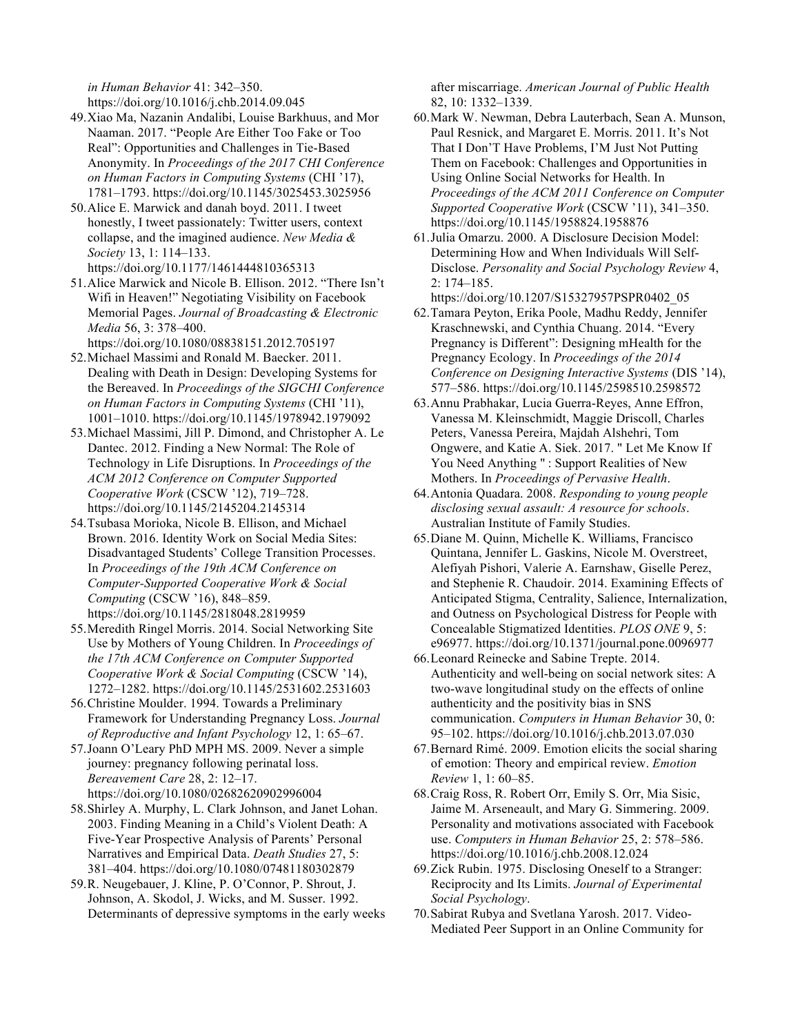*in Human Behavior* 41: 342–350. https://doi.org/10.1016/j.chb.2014.09.045

49. Xiao Ma, Nazanin Andalibi, Louise Barkhuus, and Mor Naaman. 2017. “People Are Either Too Fake or Too Real”: Opportunities and Challenges in Tie-Based Anonymity. In *Proceedings of the 2017 CHI Conference on Human Factors in Computing Systems* (CHI ’17), 1781–1793. https://doi.org/10.1145/3025453.3025956
50. Alice E. Marwick and danah boyd. 2011. I tweet honestly, I tweet passionately: Twitter users, context collapse, and the imagined audience. *New Media & Society* 13, 1: 114–133. https://doi.org/10.1177/1461444810365313
51. Alice Marwick and Nicole B. Ellison. 2012. “There Isn’t Wifi in Heaven!” Negotiating Visibility on Facebook Memorial Pages. *Journal of Broadcasting & Electronic Media* 56, 3: 378–400. https://doi.org/10.1080/08838151.2012.705197
52. Michael Massimi and Ronald M. Baecker. 2011. Dealing with Death in Design: Developing Systems for the Bereaved. In *Proceedings of the SIGCHI Conference on Human Factors in Computing Systems* (CHI ’11), 1001–1010. https://doi.org/10.1145/1978942.1979092
53. Michael Massimi, Jill P. Dimond, and Christopher A. Le Dantec. 2012. Finding a New Normal: The Role of Technology in Life Disruptions. In *Proceedings of the ACM 2012 Conference on Computer Supported Cooperative Work* (CSCW ’12), 719–728. https://doi.org/10.1145/2145204.2145314
54. Tsubasa Morioka, Nicole B. Ellison, and Michael Brown. 2016. Identity Work on Social Media Sites: Disadvantaged Students’ College Transition Processes. In *Proceedings of the 19th ACM Conference on Computer-Supported Cooperative Work & Social Computing* (CSCW ’16), 848–859. https://doi.org/10.1145/2818048.2819959
55. Meredith Ringel Morris. 2014. Social Networking Site Use by Mothers of Young Children. In *Proceedings of the 17th ACM Conference on Computer Supported Cooperative Work & Social Computing* (CSCW ’14), 1272–1282. https://doi.org/10.1145/2531602.2531603
56. Christine Moulder. 1994. Towards a Preliminary Framework for Understanding Pregnancy Loss. *Journal of Reproductive and Infant Psychology* 12, 1: 65–67.
57. Joann O’Leary PhD MPH MS. 2009. Never a simple journey: pregnancy following perinatal loss. *Bereavement Care* 28, 2: 12–17. https://doi.org/10.1080/02682620902996004
58. Shirley A. Murphy, L. Clark Johnson, and Janet Lohan. 2003. Finding Meaning in a Child’s Violent Death: A Five-Year Prospective Analysis of Parents’ Personal Narratives and Empirical Data. *Death Studies* 27, 5: 381–404. https://doi.org/10.1080/07481180302879
59. R. Neugebauer, J. Kline, P. O’Connor, P. Shrout, J. Johnson, A. Skodol, J. Wicks, and M. Susser. 1992. Determinants of depressive symptoms in the early weeks after miscarriage. *American Journal of Public Health* 82, 10: 1332–1339.
60. Mark W. Newman, Debra Lauterbach, Sean A. Munson, Paul Resnick, and Margaret E. Morris. 2011. It’s Not That I Don’T Have Problems, I’M Just Not Putting Them on Facebook: Challenges and Opportunities in Using Online Social Networks for Health. In *Proceedings of the ACM 2011 Conference on Computer Supported Cooperative Work* (CSCW ’11), 341–350. https://doi.org/10.1145/1958824.1958876
61. Julia Omarzu. 2000. A Disclosure Decision Model: Determining How and When Individuals Will Self-Disclose. *Personality and Social Psychology Review* 4, 2: 174–185. https://doi.org/10.1207/S15327957PSPR0402_05
62. Tamara Peyton, Erika Poole, Madhu Reddy, Jennifer Kraschnewski, and Cynthia Chuang. 2014. “Every Pregnancy is Different”: Designing mHealth for the Pregnancy Ecology. In *Proceedings of the 2014 Conference on Designing Interactive Systems* (DIS ’14), 577–586. https://doi.org/10.1145/2598510.2598572
63. Annu Prabhakar, Lucia Guerra-Reyes, Anne Effron, Vanessa M. Kleinschmidt, Maggie Driscoll, Charles Peters, Vanessa Pereira, Majdah Alshehri, Tom Ongwere, and Katie A. Siek. 2017. " Let Me Know If You Need Anything " : Support Realities of New Mothers. In *Proceedings of Pervasive Health*.
64. Antonia Quadara. 2008. *Responding to young people disclosing sexual assault: A resource for schools*. Australian Institute of Family Studies.
65. Diane M. Quinn, Michelle K. Williams, Francisco Quintana, Jennifer L. Gaskins, Nicole M. Overstreet, Alefiyah Pishori, Valerie A. Earnshaw, Giselle Perez, and Stephenie R. Chaudoir. 2014. Examining Effects of Anticipated Stigma, Centrality, Salience, Internalization, and Outness on Psychological Distress for People with Concealable Stigmatized Identities. *PLOS ONE* 9, 5: e96977. https://doi.org/10.1371/journal.pone.0096977
66. Leonard Reinecke and Sabine Trepte. 2014. Authenticity and well-being on social network sites: A two-wave longitudinal study on the effects of online authenticity and the positivity bias in SNS communication. *Computers in Human Behavior* 30, 0: 95–102. https://doi.org/10.1016/j.chb.2013.07.030
67. Bernard Rimé. 2009. Emotion elicits the social sharing of emotion: Theory and empirical review. *Emotion Review* 1, 1: 60–85.
68. Craig Ross, R. Robert Orr, Emily S. Orr, Mia Sisic, Jaime M. Arseneault, and Mary G. Simmering. 2009. Personality and motivations associated with Facebook use. *Computers in Human Behavior* 25, 2: 578–586. https://doi.org/10.1016/j.chb.2008.12.024
69. Zick Rubin. 1975. Disclosing Oneself to a Stranger: Reciprocity and Its Limits. *Journal of Experimental Social Psychology*.
70. Sabirat Rubya and Svetlana Yarosh. 2017. Video-Mediated Peer Support in an Online Community for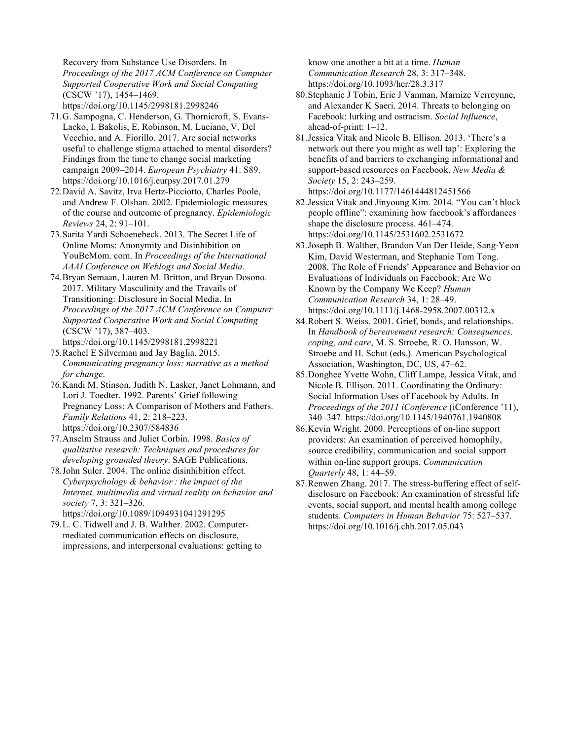Recovery from Substance Use Disorders. In *Proceedings of the 2017 ACM Conference on Computer Supported Cooperative Work and Social Computing* (CSCW '17), 1454–1469. https://doi.org/10.1145/2998181.2998246

71. G. Sampogna, C. Henderson, G. Thornicroft, S. Evans-Lacko, I. Bakolis, E. Robinson, M. Luciano, V. Del Vecchio, and A. Fiorillo. 2017. Are social networks useful to challenge stigma attached to mental disorders? Findings from the time to change social marketing campaign 2009–2014. *European Psychiatry* 41: S89. https://doi.org/10.1016/j.eurpsy.2017.01.279
72. David A. Savitz, Irva Hertz-Picciotto, Charles Poole, and Andrew F. Olshan. 2002. Epidemiologic measures of the course and outcome of pregnancy. *Epidemiologic Reviews* 24, 2: 91–101.
73. Sarita Yardi Schoenebeck. 2013. The Secret Life of Online Moms: Anonymity and Disinhibition on YouBeMom. com. In *Proceedings of the International AAAI Conference on Weblogs and Social Media*.
74. Bryan Semaan, Lauren M. Britton, and Bryan Dosono. 2017. Military Masculinity and the Travails of Transitioning: Disclosure in Social Media. In *Proceedings of the 2017 ACM Conference on Computer Supported Cooperative Work and Social Computing* (CSCW '17), 387–403. https://doi.org/10.1145/2998181.2998221
75. Rachel E Silverman and Jay Baglia. 2015. *Communicating pregnancy loss: narrative as a method for change*.
76. Kandi M. Stinson, Judith N. Lasker, Janet Lohmann, and Lori J. Toedter. 1992. Parents' Grief following Pregnancy Loss: A Comparison of Mothers and Fathers. *Family Relations* 41, 2: 218–223. https://doi.org/10.2307/584836
77. Anselm Strauss and Juliet Corbin. 1998. *Basics of qualitative research: Techniques and procedures for developing grounded theory*. SAGE Publications.
78. John Suler. 2004. The online disinhibition effect. *Cyberpsychology & behavior : the impact of the Internet, multimedia and virtual reality on behavior and society* 7, 3: 321–326. https://doi.org/10.1089/1094931041291295
79. L. C. Tidwell and J. B. Walther. 2002. Computer-mediated communication effects on disclosure, impressions, and interpersonal evaluations: getting to know one another a bit at a time. *Human Communication Research* 28, 3: 317–348. https://doi.org/10.1093/hcr/28.3.317
80. Stephanie J Tobin, Eric J Vanman, Marnize Verreynne, and Alexander K Saeri. 2014. Threats to belonging on Facebook: lurking and ostracism. *Social Influence*, ahead-of-print: 1–12.
81. Jessica Vitak and Nicole B. Ellison. 2013. 'There's a network out there you might as well tap': Exploring the benefits of and barriers to exchanging informational and support-based resources on Facebook. *New Media & Society* 15, 2: 243–259. https://doi.org/10.1177/1461444812451566
82. Jessica Vitak and Jinyoung Kim. 2014. "You can't block people offline": examining how facebook's affordances shape the disclosure process. 461–474. https://doi.org/10.1145/2531602.2531672
83. Joseph B. Walther, Brandon Van Der Heide, Sang-Yeon Kim, David Westerman, and Stephanie Tom Tong. 2008. The Role of Friends' Appearance and Behavior on Evaluations of Individuals on Facebook: Are We Known by the Company We Keep? *Human Communication Research* 34, 1: 28–49. https://doi.org/10.1111/j.1468-2958.2007.00312.x
84. Robert S. Weiss. 2001. Grief, bonds, and relationships. In *Handbook of bereavement research: Consequences, coping, and care*, M. S. Stroebe, R. O. Hansson, W. Stroebe and H. Schut (eds.). American Psychological Association, Washington, DC, US, 47–62.
85. Donghee Yvette Wohn, Cliff Lampe, Jessica Vitak, and Nicole B. Ellison. 2011. Coordinating the Ordinary: Social Information Uses of Facebook by Adults. In *Proceedings of the 2011 iConference* (iConference '11), 340–347. https://doi.org/10.1145/1940761.1940808
86. Kevin Wright. 2000. Perceptions of on-line support providers: An examination of perceived homophily, source credibility, communication and social support within on-line support groups. *Communication Quarterly* 48, 1: 44–59.
87. Renwen Zhang. 2017. The stress-buffering effect of self-disclosure on Facebook: An examination of stressful life events, social support, and mental health among college students. *Computers in Human Behavior* 75: 527–537. https://doi.org/10.1016/j.chb.2017.05.043